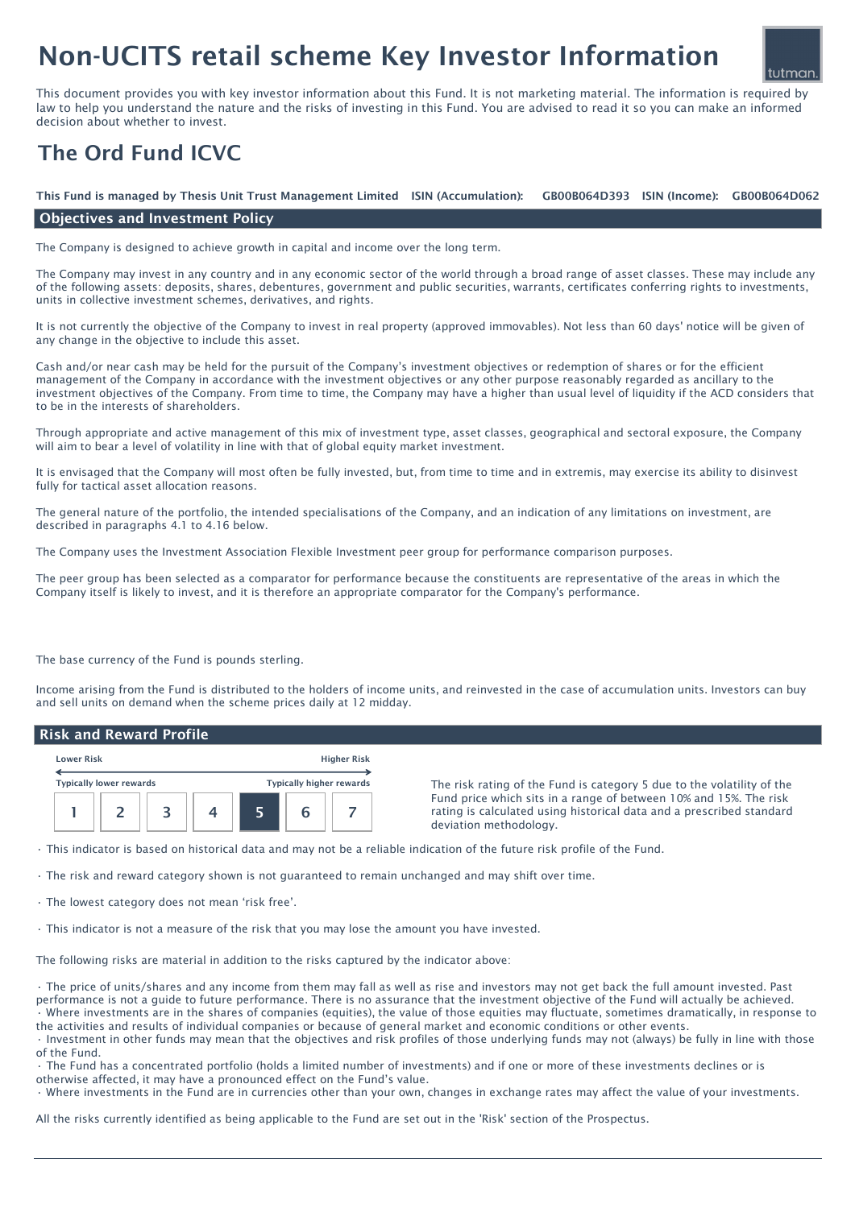# Non-UCITS retail scheme Key Investor Information

This document provides you with key investor information about this Fund. It is not marketing material. The information is required by law to help you understand the nature and the risks of investing in this Fund. You are advised to read it so you can make an informed decision about whether to invest.

## The Ord Fund ICVC

**This Fund is managed by Thesis Unit Trust Management Limited ISIN (Accumulation): GB00B064D393 ISIN (Income): GB00B064D062**

### Objectives and Investment Policy

The Company is designed to achieve growth in capital and income over the long term.

The Company may invest in any country and in any economic sector of the world through a broad range of asset classes. These may include any of the following assets: deposits, shares, debentures, government and public securities, warrants, certificates conferring rights to investments, units in collective investment schemes, derivatives, and rights.

It is not currently the objective of the Company to invest in real property (approved immovables). Not less than 60 days' notice will be given of any change in the objective to include this asset.

Cash and/or near cash may be held for the pursuit of the Company's investment objectives or redemption of shares or for the efficient management of the Company in accordance with the investment objectives or any other purpose reasonably regarded as ancillary to the investment objectives of the Company. From time to time, the Company may have a higher than usual level of liquidity if the ACD considers that to be in the interests of shareholders.

Through appropriate and active management of this mix of investment type, asset classes, geographical and sectoral exposure, the Company will aim to bear a level of volatility in line with that of global equity market investment.

It is envisaged that the Company will most often be fully invested, but, from time to time and in extremis, may exercise its ability to disinvest fully for tactical asset allocation reasons.

The general nature of the portfolio, the intended specialisations of the Company, and an indication of any limitations on investment, are described in paragraphs 4.1 to 4.16 below.

The Company uses the Investment Association Flexible Investment peer group for performance comparison purposes.

The peer group has been selected as a comparator for performance because the constituents are representative of the areas in which the Company itself is likely to invest, and it is therefore an appropriate comparator for the Company's performance.

The base currency of the Fund is pounds sterling.

Income arising from the Fund is distributed to the holders of income units, and reinvested in the case of accumulation units. Investors can buy and sell units on demand when the scheme prices daily at 12 midday.

### Risk and Reward Profile

Lower Risk ← → Higher Risk

Typically lower rewards — Typically higher rewards

| 1 | 2 | 3 | 4 | **5** | 6 | 7 |
|---|---|---|---|---|---|---|

The risk rating of the Fund is category 5 due to the volatility of the Fund price which sits in a range of between 10% and 15%. The risk rating is calculated using historical data and a prescribed standard deviation methodology.

- This indicator is based on historical data and may not be a reliable indication of the future risk profile of the Fund.
- The risk and reward category shown is not guaranteed to remain unchanged and may shift over time.
- The lowest category does not mean 'risk free'.
- This indicator is not a measure of the risk that you may lose the amount you have invested.

The following risks are material in addition to the risks captured by the indicator above:

- The price of units/shares and any income from them may fall as well as rise and investors may not get back the full amount invested. Past performance is not a guide to future performance. There is no assurance that the investment objective of the Fund will actually be achieved.
- Where investments are in the shares of companies (equities), the value of those equities may fluctuate, sometimes dramatically, in response to the activities and results of individual companies or because of general market and economic conditions or other events.
- Investment in other funds may mean that the objectives and risk profiles of those underlying funds may not (always) be fully in line with those of the Fund.
- The Fund has a concentrated portfolio (holds a limited number of investments) and if one or more of these investments declines or is otherwise affected, it may have a pronounced effect on the Fund's value.
- Where investments in the Fund are in currencies other than your own, changes in exchange rates may affect the value of your investments.

All the risks currently identified as being applicable to the Fund are set out in the 'Risk' section of the Prospectus.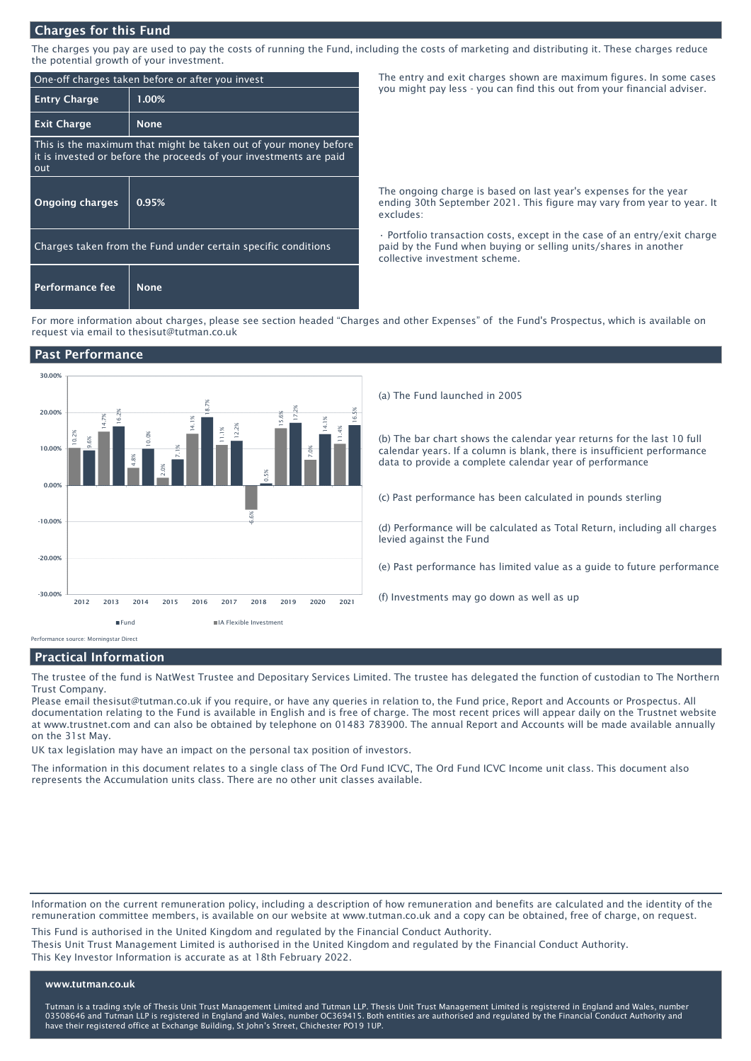## Charges for this Fund

The charges you pay are used to pay the costs of running the Fund, including the costs of marketing and distributing it. These charges reduce the potential growth of your investment.

| One-off charges taken before or after you invest | |
|---|---|
| **Entry Charge** | **1.00%** |
| **Exit Charge** | **None** |
| This is the maximum that might be taken out of your money before it is invested or before the proceeds of your investments are paid out | |
| **Ongoing charges** | **0.95%** |
| Charges taken from the Fund under certain specific conditions | |
| **Performance fee** | **None** |

The entry and exit charges shown are maximum figures. In some cases you might pay less - you can find this out from your financial adviser.

The ongoing charge is based on last year's expenses for the year ending 30th September 2021. This figure may vary from year to year. It excludes:

- Portfolio transaction costs, except in the case of an entry/exit charge paid by the Fund when buying or selling units/shares in another collective investment scheme.

For more information about charges, please see section headed "Charges and other Expenses" of the Fund's Prospectus, which is available on request via email to thesisut@tutman.co.uk

## Past Performance

30.00%
20.00%
10.00%
0.00%
-10.00%
-20.00%
-30.00%

10.2% 9.6% 14.7% 16.2% 4.8% 10.0% 2.0% 7.1% 14.1% 18.7% 11.1% 12.2% -6.6% 0.5% 15.6% 17.2% 7.0% 14.1% 11.4% 16.5%

2012 2013 2014 2015 2016 2017 2018 2019 2020 2021

Fund
IA Flexible Investment

Performance source: Morningstar Direct

(a) The Fund launched in 2005

(b) The bar chart shows the calendar year returns for the last 10 full calendar years. If a column is blank, there is insufficient performance data to provide a complete calendar year of performance

(c) Past performance has been calculated in pounds sterling

(d) Performance will be calculated as Total Return, including all charges levied against the Fund

(e) Past performance has limited value as a guide to future performance

(f) Investments may go down as well as up

## Practical Information

The trustee of the fund is NatWest Trustee and Depositary Services Limited. The trustee has delegated the function of custodian to The Northern Trust Company.

Please email thesisut@tutman.co.uk if you require, or have any queries in relation to, the Fund price, Report and Accounts or Prospectus. All documentation relating to the Fund is available in English and is free of charge. The most recent prices will appear daily on the Trustnet website at www.trustnet.com and can also be obtained by telephone on 01483 783900. The annual Report and Accounts will be made available annually on the 31st May.

UK tax legislation may have an impact on the personal tax position of investors.

The information in this document relates to a single class of The Ord Fund ICVC, The Ord Fund ICVC Income unit class. This document also represents the Accumulation units class. There are no other unit classes available.

Information on the current remuneration policy, including a description of how remuneration and benefits are calculated and the identity of the remuneration committee members, is available on our website at www.tutman.co.uk and a copy can be obtained, free of charge, on request.

This Fund is authorised in the United Kingdom and regulated by the Financial Conduct Authority.

Thesis Unit Trust Management Limited is authorised in the United Kingdom and regulated by the Financial Conduct Authority.

This Key Investor Information is accurate as at 18th February 2022.

**www.tutman.co.uk**

Tutman is a trading style of Thesis Unit Trust Management Limited and Tutman LLP. Thesis Unit Trust Management Limited is registered in England and Wales, number 03508646 and Tutman LLP is registered in England and Wales, number OC369415. Both entities are authorised and regulated by the Financial Conduct Authority and have their registered office at Exchange Building, St John's Street, Chichester PO19 1UP.